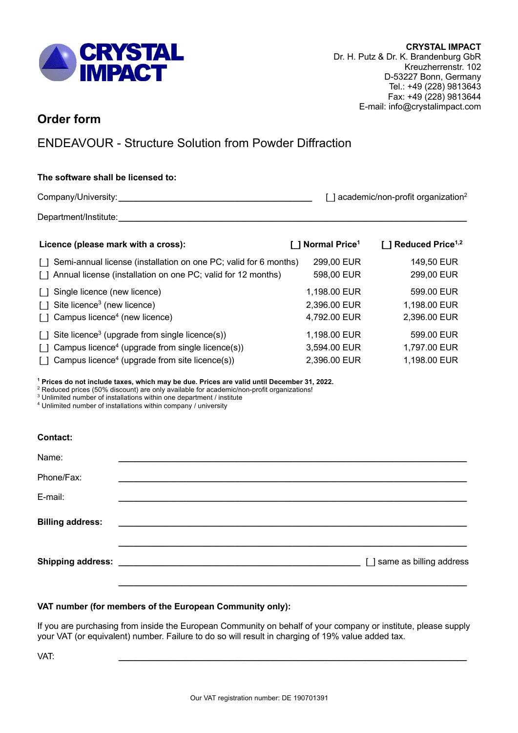**CRYSTAL IMPACT**
Dr. H. Putz & Dr. K. Brandenburg GbR
Kreuzherrenstr. 102
D-53227 Bonn, Germany
Tel.: +49 (228) 9813643
Fax: +49 (228) 9813644
E-mail: info@crystalimpact.com

# Order form

## ENDEAVOUR - Structure Solution from Powder Diffraction

**The software shall be licensed to:**

Company/University: ________________________________________ [ ] academic/non-profit organization[2]

Department/Institute: ________________________________________________________________________

| **Licence (please mark with a cross):** | **[ ] Normal Price[1]** | **[ ] Reduced Price[1,2]** |
|---|---|---|
| [ ] Semi-annual license (installation on one PC; valid for 6 months) | 299,00 EUR | 149,50 EUR |
| [ ] Annual license (installation on one PC; valid for 12 months) | 598,00 EUR | 299,00 EUR |
| [ ] Single licence (new licence) | 1,198.00 EUR | 599.00 EUR |
| [ ] Site licence[3] (new licence) | 2,396.00 EUR | 1,198.00 EUR |
| [ ] Campus licence[4] (new licence) | 4,792.00 EUR | 2,396.00 EUR |
| [ ] Site licence[3] (upgrade from single licence(s)) | 1,198.00 EUR | 599.00 EUR |
| [ ] Campus licence[4] (upgrade from single licence(s)) | 3,594.00 EUR | 1,797.00 EUR |
| [ ] Campus licence[4] (upgrade from site licence(s)) | 2,396.00 EUR | 1,198.00 EUR |

[1] **Prices do not include taxes, which may be due. Prices are valid until December 31, 2022.**
[2] Reduced prices (50% discount) are only available for academic/non-profit organizations!
[3] Unlimited number of installations within one department / institute
[4] Unlimited number of installations within company / university

**Contact:**

Name: ________________________________________________________________________

Phone/Fax: ________________________________________________________________________

E-mail: ________________________________________________________________________

**Billing address:** ________________________________________________________________________

________________________________________________________________________

**Shipping address:** ____________________________________________________ [ ] same as billing address

________________________________________________________________________

**VAT number (for members of the European Community only):**

If you are purchasing from inside the European Community on behalf of your company or institute, please supply your VAT (or equivalent) number. Failure to do so will result in charging of 19% value added tax.

VAT: ________________________________________________________________________

Our VAT registration number: DE 190701391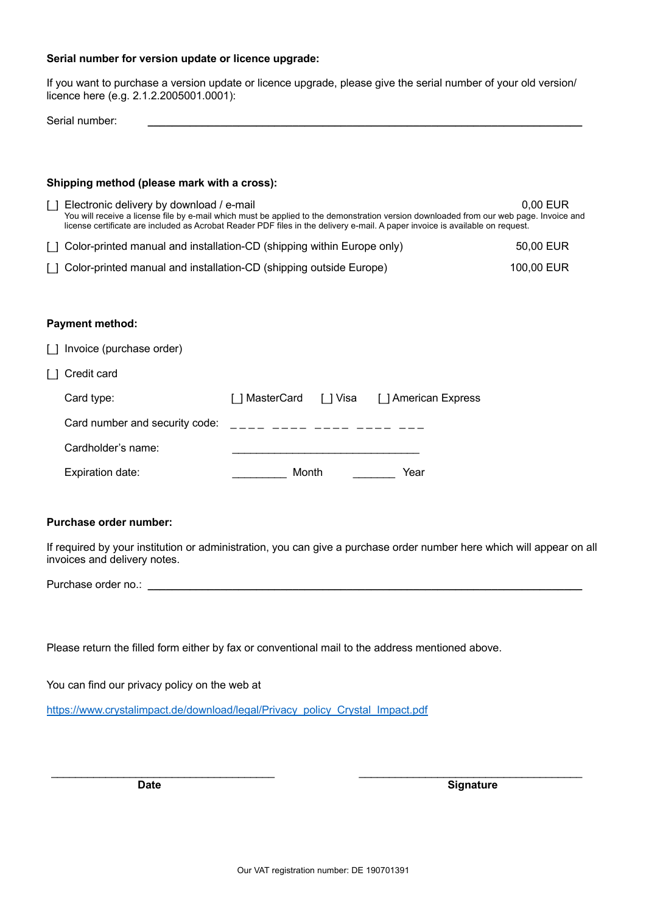**Serial number for version update or licence upgrade:**

If you want to purchase a version update or licence upgrade, please give the serial number of your old version/ licence here (e.g. 2.1.2.2005001.0001):

Serial number: \_\_\_\_\_\_\_\_\_\_\_\_\_\_\_\_\_\_\_\_\_\_\_\_\_\_\_\_\_\_\_\_\_\_\_\_\_\_\_\_\_\_\_\_\_\_\_\_

**Shipping method (please mark with a cross):**

[ ] Electronic delivery by download / e-mail — 0,00 EUR
You will receive a license file by e-mail which must be applied to the demonstration version downloaded from our web page. Invoice and license certificate are included as Acrobat Reader PDF files in the delivery e-mail. A paper invoice is available on request.

[ ] Color-printed manual and installation-CD (shipping within Europe only) — 50,00 EUR

[ ] Color-printed manual and installation-CD (shipping outside Europe) — 100,00 EUR

**Payment method:**

[ ] Invoice (purchase order)

[ ] Credit card

Card type: [ ] MasterCard [ ] Visa [ ] American Express

Card number and security code: _ _ _ _ _ _ _ _ _ _ _ _ _ _ _ _ _ _ _

Cardholder's name: \_\_\_\_\_\_\_\_\_\_\_\_\_\_\_\_\_\_\_\_\_\_\_\_\_\_\_\_\_\_

Expiration date: \_\_\_\_\_\_\_\_\_ Month \_\_\_\_\_\_\_ Year

**Purchase order number:**

If required by your institution or administration, you can give a purchase order number here which will appear on all invoices and delivery notes.

Purchase order no.: \_\_\_\_\_\_\_\_\_\_\_\_\_\_\_\_\_\_\_\_\_\_\_\_\_\_\_\_\_\_\_\_\_\_\_\_\_\_\_\_\_\_\_\_\_\_\_\_

Please return the filled form either by fax or conventional mail to the address mentioned above.

You can find our privacy policy on the web at

https://www.crystalimpact.de/download/legal/Privacy_policy_Crystal_Impact.pdf

\_\_\_\_\_\_\_\_\_\_\_\_\_\_\_\_\_\_\_\_\_\_\_\_\_\_\_\_\_\_\_\_\_\_\_\_\_\_
**Date**

\_\_\_\_\_\_\_\_\_\_\_\_\_\_\_\_\_\_\_\_\_\_\_\_\_\_\_\_\_\_\_\_\_\_\_\_\_\_
**Signature**

Our VAT registration number: DE 190701391